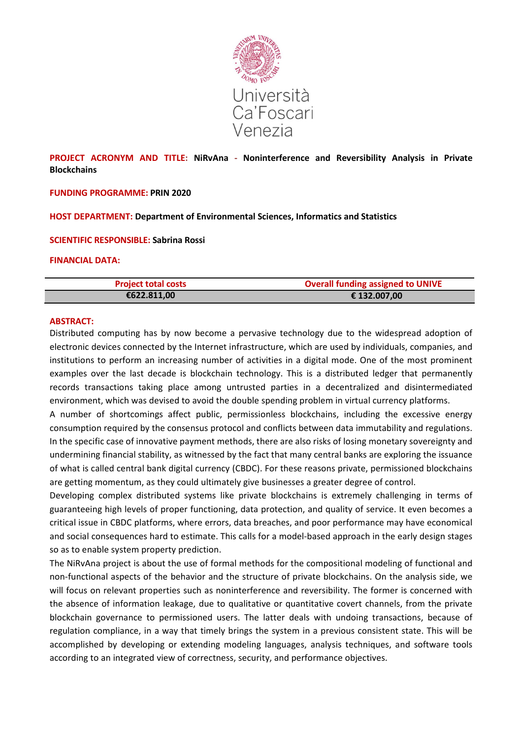Università Ca'Foscari Venezia

**PROJECT ACRONYM AND TITLE: NiRvAna - Noninterference and Reversibility Analysis in Private Blockchains**

**FUNDING PROGRAMME: PRIN 2020**

**HOST DEPARTMENT: Department of Environmental Sciences, Informatics and Statistics**

**SCIENTIFIC RESPONSIBLE: Sabrina Rossi**

**FINANCIAL DATA:**

| Project total costs | Overall funding assigned to UNIVE |
|---|---|
| €622.811,00 | € 132.007,00 |

**ABSTRACT:**

Distributed computing has by now become a pervasive technology due to the widespread adoption of electronic devices connected by the Internet infrastructure, which are used by individuals, companies, and institutions to perform an increasing number of activities in a digital mode. One of the most prominent examples over the last decade is blockchain technology. This is a distributed ledger that permanently records transactions taking place among untrusted parties in a decentralized and disintermediated environment, which was devised to avoid the double spending problem in virtual currency platforms.

A number of shortcomings affect public, permissionless blockchains, including the excessive energy consumption required by the consensus protocol and conflicts between data immutability and regulations. In the specific case of innovative payment methods, there are also risks of losing monetary sovereignty and undermining financial stability, as witnessed by the fact that many central banks are exploring the issuance of what is called central bank digital currency (CBDC). For these reasons private, permissioned blockchains are getting momentum, as they could ultimately give businesses a greater degree of control.

Developing complex distributed systems like private blockchains is extremely challenging in terms of guaranteeing high levels of proper functioning, data protection, and quality of service. It even becomes a critical issue in CBDC platforms, where errors, data breaches, and poor performance may have economical and social consequences hard to estimate. This calls for a model-based approach in the early design stages so as to enable system property prediction.

The NiRvAna project is about the use of formal methods for the compositional modeling of functional and non-functional aspects of the behavior and the structure of private blockchains. On the analysis side, we will focus on relevant properties such as noninterference and reversibility. The former is concerned with the absence of information leakage, due to qualitative or quantitative covert channels, from the private blockchain governance to permissioned users. The latter deals with undoing transactions, because of regulation compliance, in a way that timely brings the system in a previous consistent state. This will be accomplished by developing or extending modeling languages, analysis techniques, and software tools according to an integrated view of correctness, security, and performance objectives.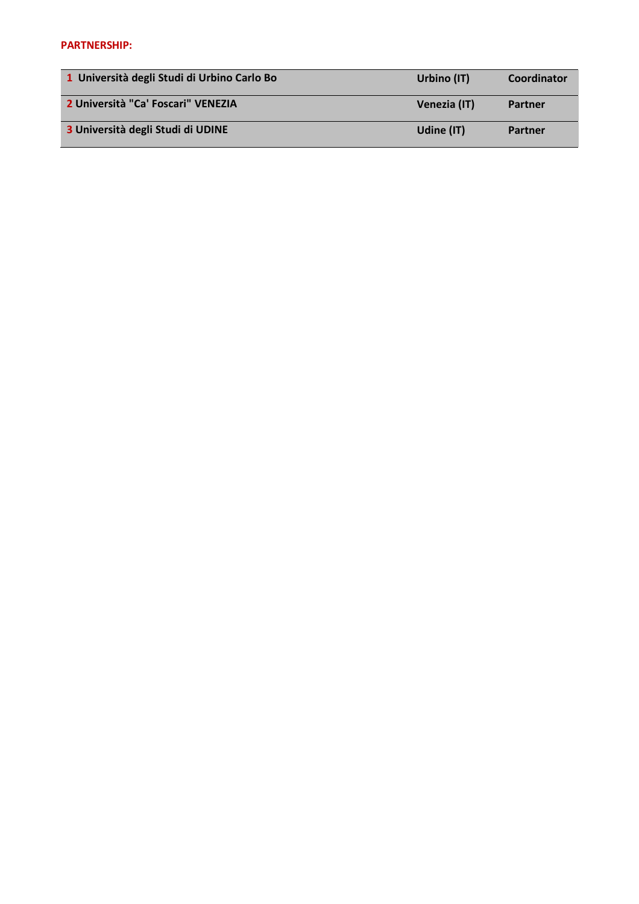**PARTNERSHIP:**

| | | |
|---|---|---|
| **1 Università degli Studi di Urbino Carlo Bo** | **Urbino (IT)** | **Coordinator** |
| **2 Università "Ca' Foscari" VENEZIA** | **Venezia (IT)** | **Partner** |
| **3 Università degli Studi di UDINE** | **Udine (IT)** | **Partner** |